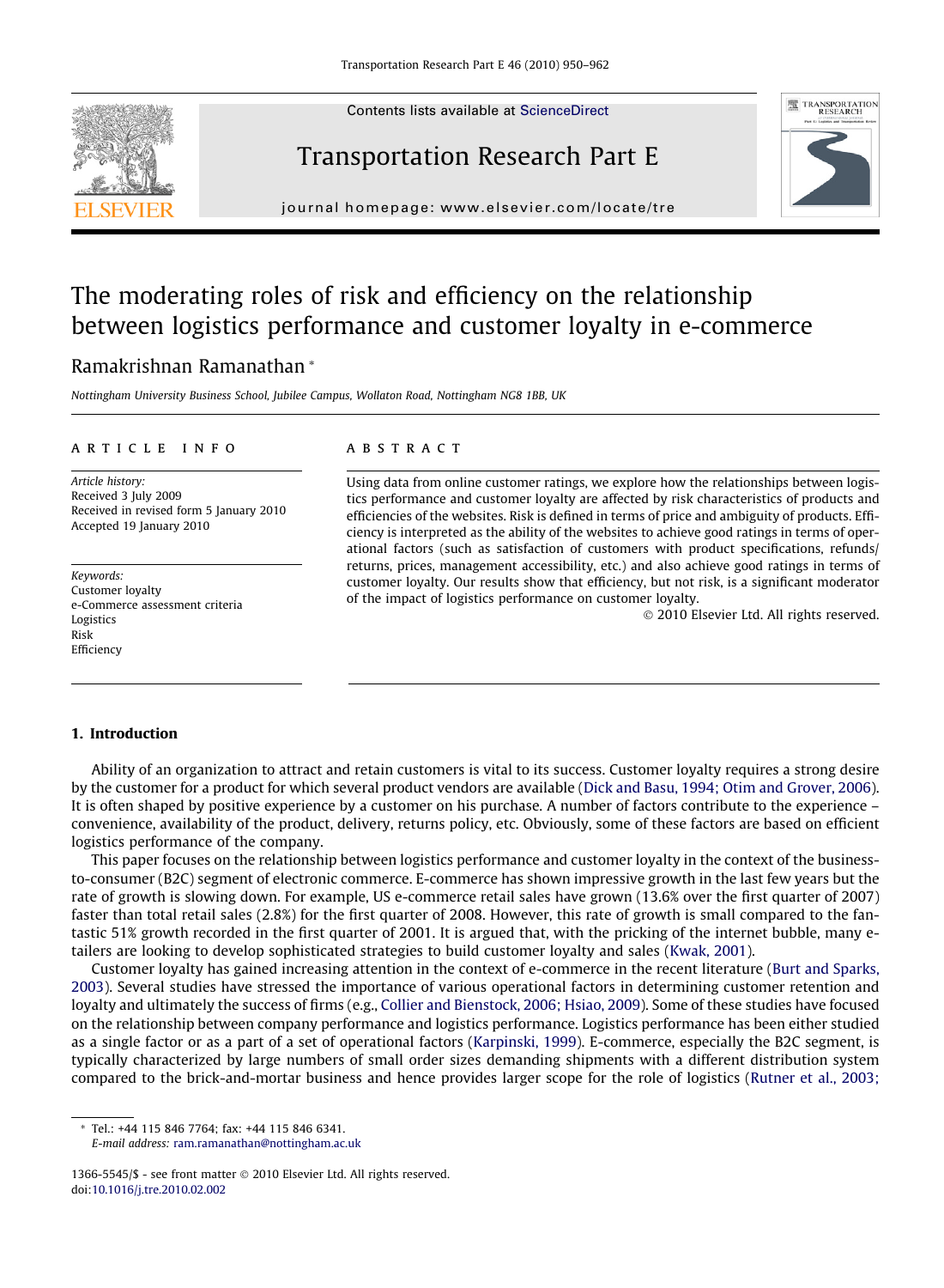# The moderating roles of risk and efficiency on the relationship between logistics performance and customer loyalty in e-commerce

Ramakrishnan Ramanathan *

*Nottingham University Business School, Jubilee Campus, Wollaton Road, Nottingham NG8 1BB, UK*

## ARTICLE INFO

*Article history:*
Received 3 July 2009
Received in revised form 5 January 2010
Accepted 19 January 2010

*Keywords:*
Customer loyalty
e-Commerce assessment criteria
Logistics
Risk
Efficiency

## ABSTRACT

Using data from online customer ratings, we explore how the relationships between logistics performance and customer loyalty are affected by risk characteristics of products and efficiencies of the websites. Risk is defined in terms of price and ambiguity of products. Efficiency is interpreted as the ability of the websites to achieve good ratings in terms of operational factors (such as satisfaction of customers with product specifications, refunds/returns, prices, management accessibility, etc.) and also achieve good ratings in terms of customer loyalty. Our results show that efficiency, but not risk, is a significant moderator of the impact of logistics performance on customer loyalty.

© 2010 Elsevier Ltd. All rights reserved.

## 1. Introduction

Ability of an organization to attract and retain customers is vital to its success. Customer loyalty requires a strong desire by the customer for a product for which several product vendors are available (Dick and Basu, 1994; Otim and Grover, 2006). It is often shaped by positive experience by a customer on his purchase. A number of factors contribute to the experience – convenience, availability of the product, delivery, returns policy, etc. Obviously, some of these factors are based on efficient logistics performance of the company.

This paper focuses on the relationship between logistics performance and customer loyalty in the context of the business-to-consumer (B2C) segment of electronic commerce. E-commerce has shown impressive growth in the last few years but the rate of growth is slowing down. For example, US e-commerce retail sales have grown (13.6% over the first quarter of 2007) faster than total retail sales (2.8%) for the first quarter of 2008. However, this rate of growth is small compared to the fantastic 51% growth recorded in the first quarter of 2001. It is argued that, with the pricking of the internet bubble, many e-tailers are looking to develop sophisticated strategies to build customer loyalty and sales (Kwak, 2001).

Customer loyalty has gained increasing attention in the context of e-commerce in the recent literature (Burt and Sparks, 2003). Several studies have stressed the importance of various operational factors in determining customer retention and loyalty and ultimately the success of firms (e.g., Collier and Bienstock, 2006; Hsiao, 2009). Some of these studies have focused on the relationship between company performance and logistics performance. Logistics performance has been either studied as a single factor or as a part of a set of operational factors (Karpinski, 1999). E-commerce, especially the B2C segment, is typically characterized by large numbers of small order sizes demanding shipments with a different distribution system compared to the brick-and-mortar business and hence provides larger scope for the role of logistics (Rutner et al., 2003;

---

* Tel.: +44 115 846 7764; fax: +44 115 846 6341.
*E-mail address:* ram.ramanathan@nottingham.ac.uk

1366-5545/$ - see front matter © 2010 Elsevier Ltd. All rights reserved.
doi:10.1016/j.tre.2010.02.002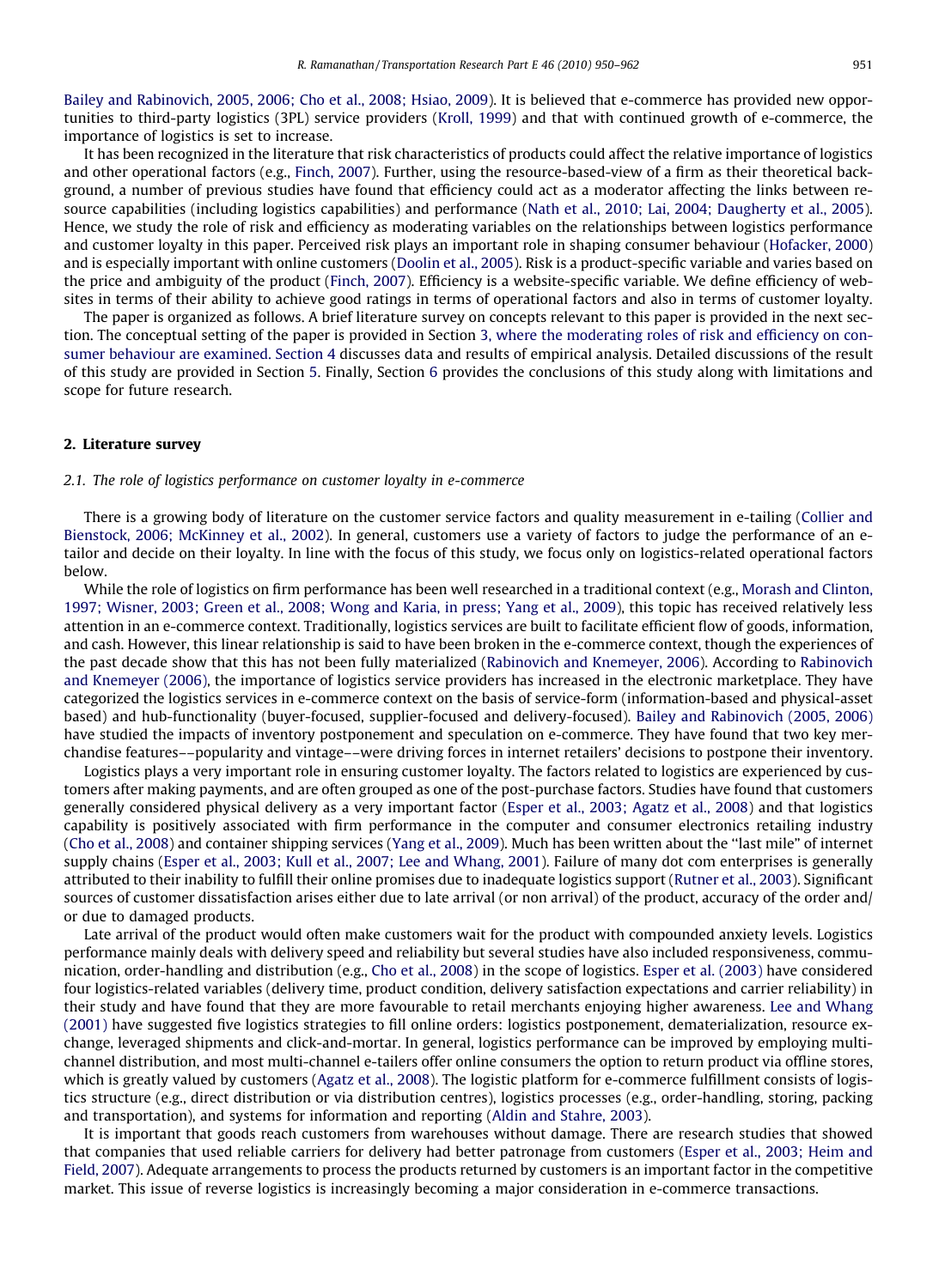Bailey and Rabinovich, 2005, 2006; Cho et al., 2008; Hsiao, 2009). It is believed that e-commerce has provided new opportunities to third-party logistics (3PL) service providers (Kroll, 1999) and that with continued growth of e-commerce, the importance of logistics is set to increase.

It has been recognized in the literature that risk characteristics of products could affect the relative importance of logistics and other operational factors (e.g., Finch, 2007). Further, using the resource-based-view of a firm as their theoretical background, a number of previous studies have found that efficiency could act as a moderator affecting the links between resource capabilities (including logistics capabilities) and performance (Nath et al., 2010; Lai, 2004; Daugherty et al., 2005). Hence, we study the role of risk and efficiency as moderating variables on the relationships between logistics performance and customer loyalty in this paper. Perceived risk plays an important role in shaping consumer behaviour (Hofacker, 2000) and is especially important with online customers (Doolin et al., 2005). Risk is a product-specific variable and varies based on the price and ambiguity of the product (Finch, 2007). Efficiency is a website-specific variable. We define efficiency of websites in terms of their ability to achieve good ratings in terms of operational factors and also in terms of customer loyalty.

The paper is organized as follows. A brief literature survey on concepts relevant to this paper is provided in the next section. The conceptual setting of the paper is provided in Section 3, where the moderating roles of risk and efficiency on consumer behaviour are examined. Section 4 discusses data and results of empirical analysis. Detailed discussions of the result of this study are provided in Section 5. Finally, Section 6 provides the conclusions of this study along with limitations and scope for future research.

## 2. Literature survey

### 2.1. The role of logistics performance on customer loyalty in e-commerce

There is a growing body of literature on the customer service factors and quality measurement in e-tailing (Collier and Bienstock, 2006; McKinney et al., 2002). In general, customers use a variety of factors to judge the performance of an e-tailor and decide on their loyalty. In line with the focus of this study, we focus only on logistics-related operational factors below.

While the role of logistics on firm performance has been well researched in a traditional context (e.g., Morash and Clinton, 1997; Wisner, 2003; Green et al., 2008; Wong and Karia, in press; Yang et al., 2009), this topic has received relatively less attention in an e-commerce context. Traditionally, logistics services are built to facilitate efficient flow of goods, information, and cash. However, this linear relationship is said to have been broken in the e-commerce context, though the experiences of the past decade show that this has not been fully materialized (Rabinovich and Knemeyer, 2006). According to Rabinovich and Knemeyer (2006), the importance of logistics service providers has increased in the electronic marketplace. They have categorized the logistics services in e-commerce context on the basis of service-form (information-based and physical-asset based) and hub-functionality (buyer-focused, supplier-focused and delivery-focused). Bailey and Rabinovich (2005, 2006) have studied the impacts of inventory postponement and speculation on e-commerce. They have found that two key merchandise features––popularity and vintage––were driving forces in internet retailers' decisions to postpone their inventory.

Logistics plays a very important role in ensuring customer loyalty. The factors related to logistics are experienced by customers after making payments, and are often grouped as one of the post-purchase factors. Studies have found that customers generally considered physical delivery as a very important factor (Esper et al., 2003; Agatz et al., 2008) and that logistics capability is positively associated with firm performance in the computer and consumer electronics retailing industry (Cho et al., 2008) and container shipping services (Yang et al., 2009). Much has been written about the "last mile" of internet supply chains (Esper et al., 2003; Kull et al., 2007; Lee and Whang, 2001). Failure of many dot com enterprises is generally attributed to their inability to fulfill their online promises due to inadequate logistics support (Rutner et al., 2003). Significant sources of customer dissatisfaction arises either due to late arrival (or non arrival) of the product, accuracy of the order and/or due to damaged products.

Late arrival of the product would often make customers wait for the product with compounded anxiety levels. Logistics performance mainly deals with delivery speed and reliability but several studies have also included responsiveness, communication, order-handling and distribution (e.g., Cho et al., 2008) in the scope of logistics. Esper et al. (2003) have considered four logistics-related variables (delivery time, product condition, delivery satisfaction expectations and carrier reliability) in their study and have found that they are more favourable to retail merchants enjoying higher awareness. Lee and Whang (2001) have suggested five logistics strategies to fill online orders: logistics postponement, dematerialization, resource exchange, leveraged shipments and click-and-mortar. In general, logistics performance can be improved by employing multi-channel distribution, and most multi-channel e-tailers offer online consumers the option to return product via offline stores, which is greatly valued by customers (Agatz et al., 2008). The logistic platform for e-commerce fulfillment consists of logistics structure (e.g., direct distribution or via distribution centres), logistics processes (e.g., order-handling, storing, packing and transportation), and systems for information and reporting (Aldin and Stahre, 2003).

It is important that goods reach customers from warehouses without damage. There are research studies that showed that companies that used reliable carriers for delivery had better patronage from customers (Esper et al., 2003; Heim and Field, 2007). Adequate arrangements to process the products returned by customers is an important factor in the competitive market. This issue of reverse logistics is increasingly becoming a major consideration in e-commerce transactions.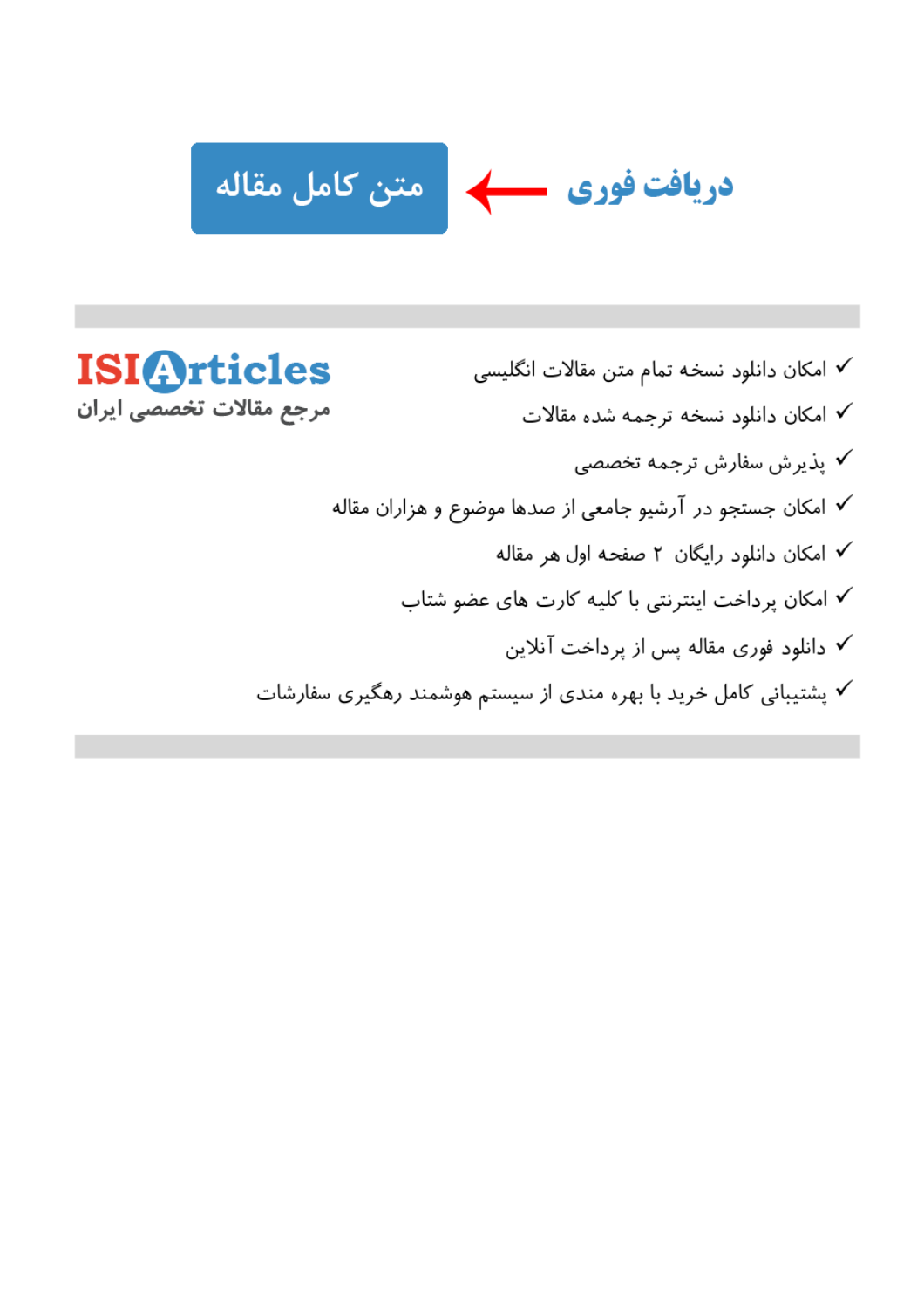دریافت فوری ← **متن کامل مقاله**

**ISIArticles**
مرجع مقالات تخصصی ایران

- ✓ امکان دانلود نسخه تمام متن مقالات انگلیسی
- ✓ امکان دانلود نسخه ترجمه شده مقالات
- ✓ پذیرش سفارش ترجمه تخصصی
- ✓ امکان جستجو در آرشیو جامعی از صدها موضوع و هزاران مقاله
- ✓ امکان دانلود رایگان ۲ صفحه اول هر مقاله
- ✓ امکان پرداخت اینترنتی با کلیه کارت های عضو شتاب
- ✓ دانلود فوری مقاله پس از پرداخت آنلاین
- ✓ پشتیبانی کامل خرید با بهره مندی از سیستم هوشمند رهگیری سفارشات